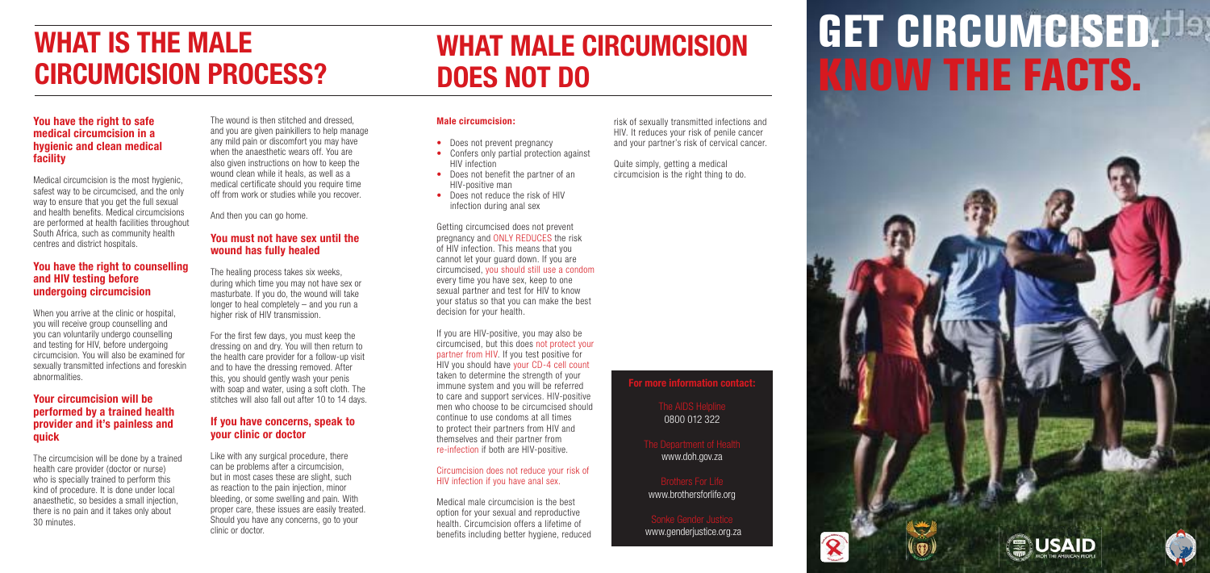# WHAT IS THE MALE CIRCUMCISION PROCESS?

### You have the right to safe medical circumcision in a hygienic and clean medical facility

Medical circumcision is the most hygienic, safest way to be circumcised, and the only way to ensure that you get the full sexual and health benefits. Medical circumcisions are performed at health facilities throughout South Africa, such as community health centres and district hospitals.

### You have the right to counselling and HIV testing before undergoing circumcision

When you arrive at the clinic or hospital, you will receive group counselling and you can voluntarily undergo counselling and testing for HIV, before undergoing circumcision. You will also be examined for sexually transmitted infections and foreskin abnormalities.

### Your circumcision will be performed by a trained health provider and it's painless and quick

The circumcision will be done by a trained health care provider (doctor or nurse) who is specially trained to perform this kind of procedure. It is done under local anaesthetic, so besides a small injection, there is no pain and it takes only about 30 minutes.

The wound is then stitched and dressed, and you are given painkillers to help manage any mild pain or discomfort you may have when the anaesthetic wears off. You are also given instructions on how to keep the wound clean while it heals, as well as a medical certificate should you require time off from work or studies while you recover.

And then you can go home.

### You must not have sex until the wound has fully healed

The healing process takes six weeks, during which time you may not have sex or masturbate. If you do, the wound will take longer to heal completely – and you run a higher risk of HIV transmission.

For the first few days, you must keep the dressing on and dry. You will then return to the health care provider for a follow-up visit and to have the dressing removed. After this, you should gently wash your penis with soap and water, using a soft cloth. The stitches will also fall out after 10 to 14 days.

### If you have concerns, speak to your clinic or doctor

Like with any surgical procedure, there can be problems after a circumcision, but in most cases these are slight, such as reaction to the pain injection, minor bleeding, or some swelling and pain. With proper care, these issues are easily treated. Should you have any concerns, go to your clinic or doctor.

# WHAT MALE CIRCUMCISION DOES NOT DO

**Male circumcision:**

- Does not prevent pregnancy
- Confers only partial protection against HIV infection
- Does not benefit the partner of an HIV-positive man
- Does not reduce the risk of HIV infection during anal sex

Getting circumcised does not prevent pregnancy and ONLY REDUCES the risk of HIV infection. This means that you cannot let your guard down. If you are circumcised, you should still use a condom every time you have sex, keep to one sexual partner and test for HIV to know your status so that you can make the best decision for your health.

If you are HIV-positive, you may also be circumcised, but this does not protect your partner from HIV. If you test positive for HIV you should have your CD-4 cell count taken to determine the strength of your immune system and you will be referred to care and support services. HIV-positive men who choose to be circumcised should continue to use condoms at all times to protect their partners from HIV and themselves and their partner from re-infection if both are HIV-positive.

Circumcision does not reduce your risk of HIV infection if you have anal sex.

Medical male circumcision is the best option for your sexual and reproductive health. Circumcision offers a lifetime of benefits including better hygiene, reduced risk of sexually transmitted infections and HIV. It reduces your risk of penile cancer and your partner's risk of cervical cancer.

Quite simply, getting a medical circumcision is the right thing to do.

**For more information contact:**

The AIDS Helpline
0800 012 322

The Department of Health
www.doh.gov.za

Brothers For Life
www.brothersforlife.org

Sonke Gender Justice
www.genderjustice.org.za

# GET CIRCUMCISED. KNOW THE FACTS.

USAID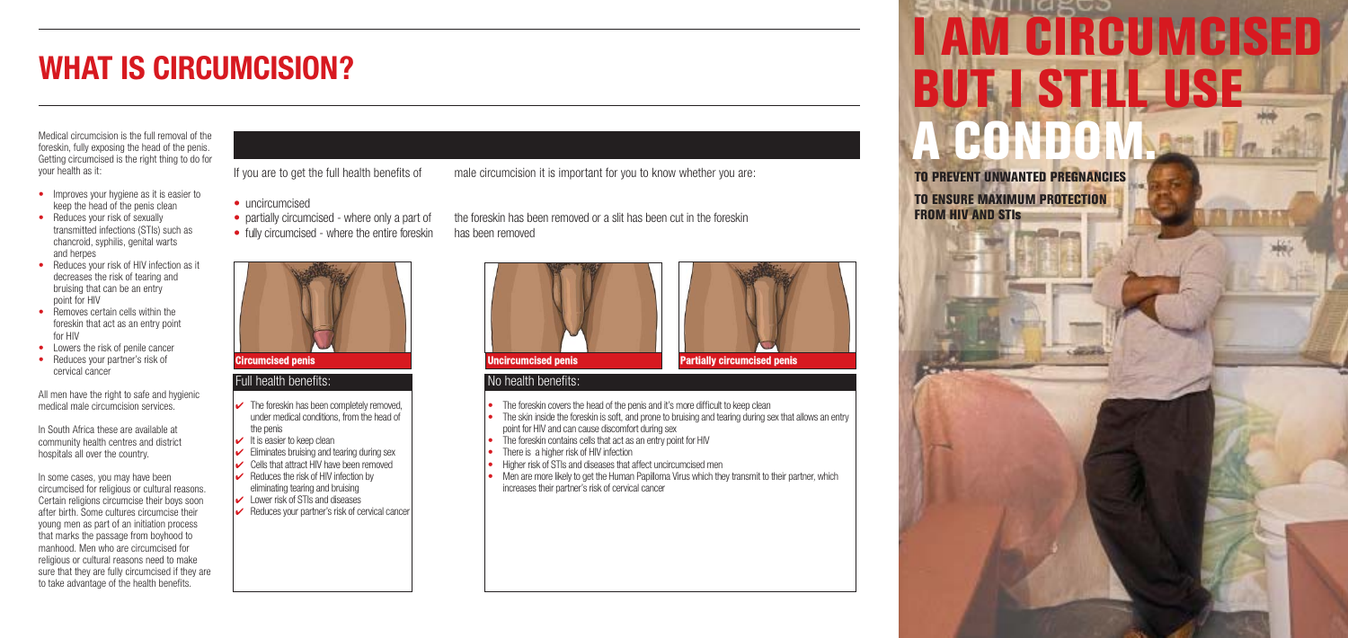# WHAT IS CIRCUMCISION?

Medical circumcision is the full removal of the foreskin, fully exposing the head of the penis. Getting circumcised is the right thing to do for your health as it:

- Improves your hygiene as it is easier to keep the head of the penis clean
- Reduces your risk of sexually transmitted infections (STIs) such as chancroid, syphilis, genital warts and herpes
- Reduces your risk of HIV infection as it decreases the risk of tearing and bruising that can be an entry point for HIV
- Removes certain cells within the foreskin that act as an entry point for HIV
- Lowers the risk of penile cancer
- Reduces your partner's risk of cervical cancer

All men have the right to safe and hygienic medical male circumcision services.

In South Africa these are available at community health centres and district hospitals all over the country.

In some cases, you may have been circumcised for religious or cultural reasons. Certain religions circumcise their boys soon after birth. Some cultures circumcise their young men as part of an initiation process that marks the passage from boyhood to manhood. Men who are circumcised for religious or cultural reasons need to make sure that they are fully circumcised if they are to take advantage of the health benefits.

If you are to get the full health benefits of male circumcision it is important for you to know whether you are:

- uncircumcised
- partially circumcised - where only a part of the foreskin has been removed or a slit has been cut in the foreskin
- fully circumcised - where the entire foreskin has been removed

**Circumcised penis**

### Full health benefits:

- ✔ The foreskin has been completely removed, under medical conditions, from the head of the penis
- ✔ It is easier to keep clean
- ✔ Eliminates bruising and tearing during sex
- ✔ Cells that attract HIV have been removed
- ✔ Reduces the risk of HIV infection by eliminating tearing and bruising
- ✔ Lower risk of STIs and diseases
- ✔ Reduces your partner's risk of cervical cancer

**Uncircumcised penis**

**Partially circumcised penis**

### No health benefits:

- The foreskin covers the head of the penis and it's more difficult to keep clean
- The skin inside the foreskin is soft, and prone to bruising and tearing during sex that allows an entry point for HIV and can cause discomfort during sex
- The foreskin contains cells that act as an entry point for HIV
- There is a higher risk of HIV infection
- Higher risk of STIs and diseases that affect uncircumcised men
- Men are more likely to get the Human Papilloma Virus which they transmit to their partner, which increases their partner's risk of cervical cancer

# I AM CIRCUMCISED BUT I STILL USE A CONDOM.

**TO PREVENT UNWANTED PREGNANCIES**

**TO ENSURE MAXIMUM PROTECTION FROM HIV AND STIs**